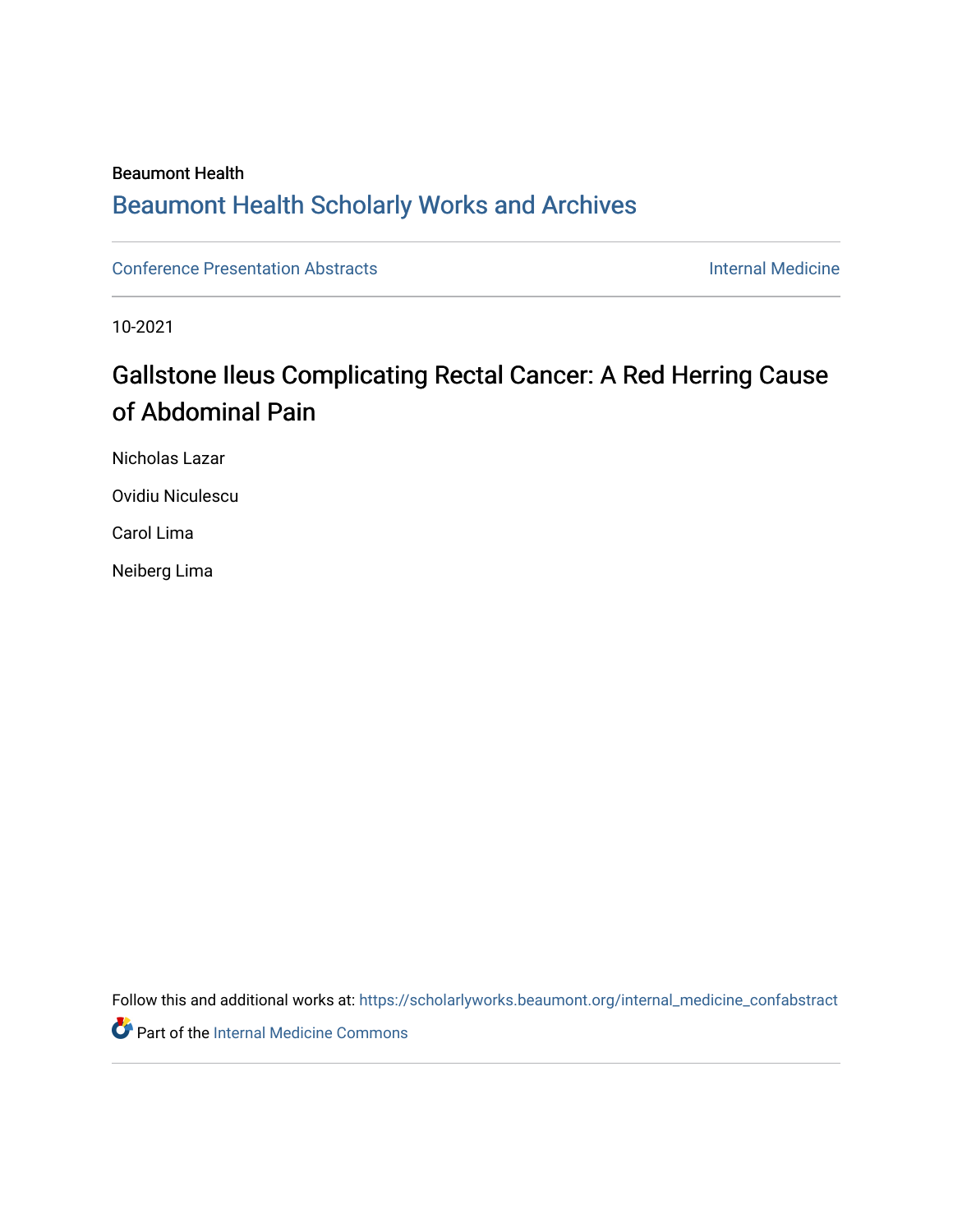Beaumont Health

## Beaumont Health Scholarly Works and Archives

Conference Presentation Abstracts | Internal Medicine

10-2021

# Gallstone Ileus Complicating Rectal Cancer: A Red Herring Cause of Abdominal Pain

Nicholas Lazar

Ovidiu Niculescu

Carol Lima

Neiberg Lima

Follow this and additional works at: https://scholarlyworks.beaumont.org/internal_medicine_confabstract

Part of the Internal Medicine Commons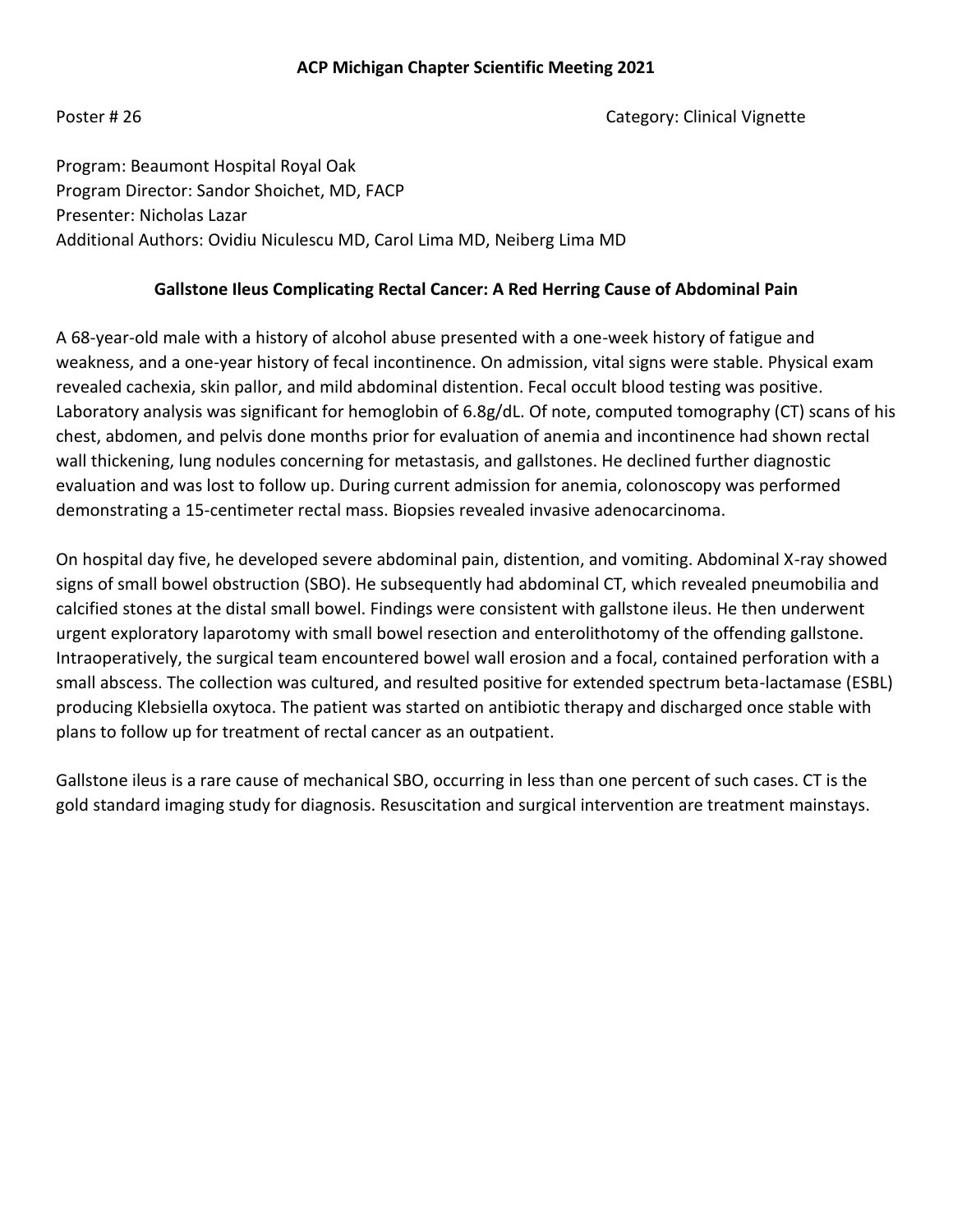**ACP Michigan Chapter Scientific Meeting 2021**

Poster # 26 Category: Clinical Vignette

Program: Beaumont Hospital Royal Oak
Program Director: Sandor Shoichet, MD, FACP
Presenter: Nicholas Lazar
Additional Authors: Ovidiu Niculescu MD, Carol Lima MD, Neiberg Lima MD

## Gallstone Ileus Complicating Rectal Cancer: A Red Herring Cause of Abdominal Pain

A 68-year-old male with a history of alcohol abuse presented with a one-week history of fatigue and weakness, and a one-year history of fecal incontinence. On admission, vital signs were stable. Physical exam revealed cachexia, skin pallor, and mild abdominal distention. Fecal occult blood testing was positive. Laboratory analysis was significant for hemoglobin of 6.8g/dL. Of note, computed tomography (CT) scans of his chest, abdomen, and pelvis done months prior for evaluation of anemia and incontinence had shown rectal wall thickening, lung nodules concerning for metastasis, and gallstones. He declined further diagnostic evaluation and was lost to follow up. During current admission for anemia, colonoscopy was performed demonstrating a 15-centimeter rectal mass. Biopsies revealed invasive adenocarcinoma.

On hospital day five, he developed severe abdominal pain, distention, and vomiting. Abdominal X-ray showed signs of small bowel obstruction (SBO). He subsequently had abdominal CT, which revealed pneumobilia and calcified stones at the distal small bowel. Findings were consistent with gallstone ileus. He then underwent urgent exploratory laparotomy with small bowel resection and enterolithotomy of the offending gallstone. Intraoperatively, the surgical team encountered bowel wall erosion and a focal, contained perforation with a small abscess. The collection was cultured, and resulted positive for extended spectrum beta-lactamase (ESBL) producing Klebsiella oxytoca. The patient was started on antibiotic therapy and discharged once stable with plans to follow up for treatment of rectal cancer as an outpatient.

Gallstone ileus is a rare cause of mechanical SBO, occurring in less than one percent of such cases. CT is the gold standard imaging study for diagnosis. Resuscitation and surgical intervention are treatment mainstays.